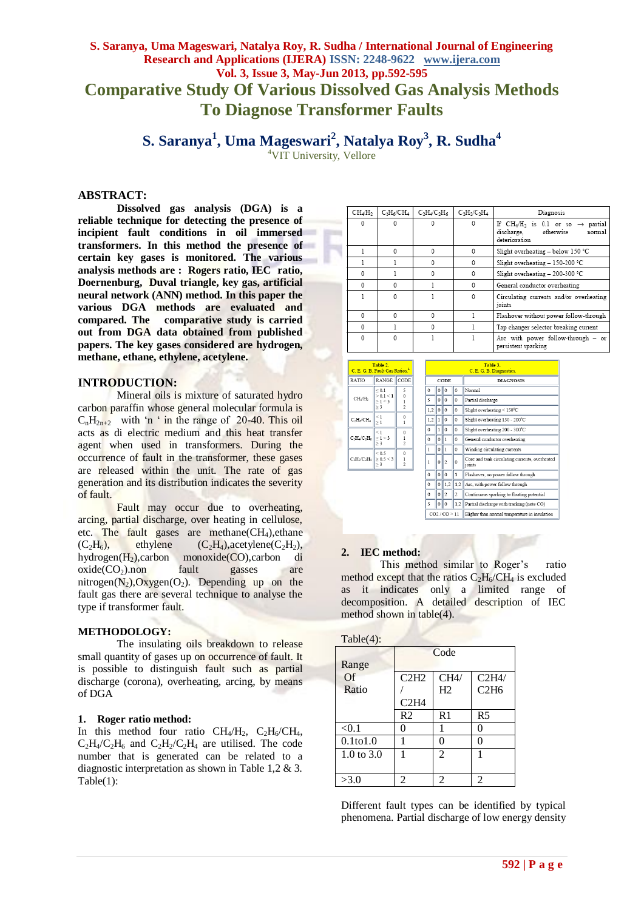# Comparative Study Of Various Dissolved Gas Analysis Methods To Diagnose Transformer Faults

**S. Saranya[1], Uma Mageswari[2], Natalya Roy[3], R. Sudha[4]**

[4]VIT University, Vellore

## ABSTRACT:

**Dissolved gas analysis (DGA) is a reliable technique for detecting the presence of incipient fault conditions in oil immersed transformers. In this method the presence of certain key gases is monitored. The various analysis methods are : Rogers ratio, IEC ratio, Doernenburg, Duval triangle, key gas, artificial neural network (ANN) method. In this paper the various DGA methods are evaluated and compared. The comparative study is carried out from DGA data obtained from published papers. The key gases considered are hydrogen, methane, ethane, ethylene, acetylene.**

## INTRODUCTION:

Mineral oils is mixture of saturated hydro carbon paraffin whose general molecular formula is $C_nH_{2n+2}$ with 'n ' in the range of 20-40. This oil acts as di electric medium and this heat transfer agent when used in transformers. During the occurrence of fault in the transformer, these gases are released within the unit. The rate of gas generation and its distribution indicates the severity of fault.

Fault may occur due to overheating, arcing, partial discharge, over heating in cellulose, etc. The fault gases are methane($CH_4$),ethane ($C_2H_6$), ethylene ($C_2H_4$),acetylene($C_2H_2$), hydrogen($H_2$),carbon monoxide(CO),carbon di oxide($CO_2$).non fault gasses are nitrogen($N_2$),Oxygen($O_2$). Depending up on the fault gas there are several technique to analyse the type if transformer fault.

## METHODOLOGY:

The insulating oils breakdown to release small quantity of gases up on occurrence of fault. It is possible to distinguish fault such as partial discharge (corona), overheating, arcing, by means of DGA

### 1. Roger ratio method:

In this method four ratio $CH_4/H_2$, $C_2H_6/CH_4$, $C_2H_4/C_2H_6$ and $C_2H_2/C_2H_4$ are utilised. The code number that is generated can be related to a diagnostic interpretation as shown in Table 1,2 & 3.

Table(1):

| $CH_4/H_2$ | $C_2H_6/CH_4$ | $C_2H_4/C_2H_6$ | $C_2H_2/C_2H_4$ | Diagnosis |
|---|---|---|---|---|
| 0 | 0 | 0 | 0 | If $CH_4/H_2$ is 0.1 or so → partial discharge, otherwise normal deterioration |
| 1 | 0 | 0 | 0 | Slight overheating – below 150 °C |
| 1 | 1 | 0 | 0 | Slight overheating – 150-200 °C |
| 0 | 1 | 0 | 0 | Slight overheating – 200-300 °C |
| 0 | 0 | 1 | 0 | General conductor overheating |
| 1 | 0 | 1 | 0 | Circulating currents and/or overheating joints |
| 0 | 0 | 0 | 1 | Flashover without power follow-through |
| 0 | 1 | 0 | 1 | Tap changer selector breaking current |
| 0 | 0 | 1 | 1 | Arc with power follow-through – or persistent sparking |

Table 2. C. E. G. B. Fault Gas Ratios.

| RATIO | RANGE | CODE |
|---|---|---|
| $CH_4/H_2$ | ≤ 0.1<br>> 0.1 < 1<br>≥ 1 < 3<br>≥ 3 | 5<br>0<br>1<br>2 |
| $C_2H_6/CH_4$ | < 1<br>≥ 1 | 0<br>1 |
| $C_2H_4/C_2H_6$ | < 1<br>≥ 1 < 3<br>≥ 3 | 0<br>1<br>2 |
| $C_2H_2/C_2H_4$ | < 0.5<br>≥ 0.5 < 3<br>≥ 3 | 0<br>1<br>2 |

Table 3. C. E. G. B. Diagnostics.

| CODE | | | | DIAGNOSIS |
|---|---|---|---|---|
| 0 | 0 | 0 | 0 | Normal |
| 5 | 0 | 0 | 0 | Partial discharge |
| 1,2 | 0 | 0 | 0 | Slight overheating < 150°C |
| 1,2 | 1 | 0 | 0 | Slight overheating 150 - 200°C |
| 0 | 1 | 0 | 0 | Slight overheating 200 - 300°C |
| 0 | 0 | 1 | 0 | General conductor overheating |
| 1 | 0 | 1 | 0 | Winding circulating currents |
| 1 | 0 | 2 | 0 | Core and tank circulating currents, overheated joints |
| 0 | 0 | 0 | 1 | Flashover, no power follow through |
| 0 | 0 | 1,2 | 1,2 | Arc, with power follow through |
| 0 | 0 | 2 | 2 | Continuous sparking to floating potential |
| 5 | 0 | 0 | 1,2 | Partial discharge with tracking (note CO) |
| $CO_2/CO > 11$ | | | | Higher than normal temperature in insulation |

### 2. IEC method:

This method similar to Roger's ratio method except that the ratios $C_2H_6/CH_4$ is excluded as it indicates only a limited range of decomposition. A detailed description of IEC method shown in table(4).

Table(4):

| Range Of Ratio | Code | | |
|---|---|---|---|
| | C2H2 / C2H4 | CH4/ H2 | C2H4/ C2H6 |
| | R2 | R1 | R5 |
| <0.1 | 0 | 1 | 0 |
| 0.1to1.0 | 1 | 0 | 0 |
| 1.0 to 3.0 | 1 | 2 | 1 |
| >3.0 | 2 | 2 | 2 |

Different fault types can be identified by typical phenomena. Partial discharge of low energy density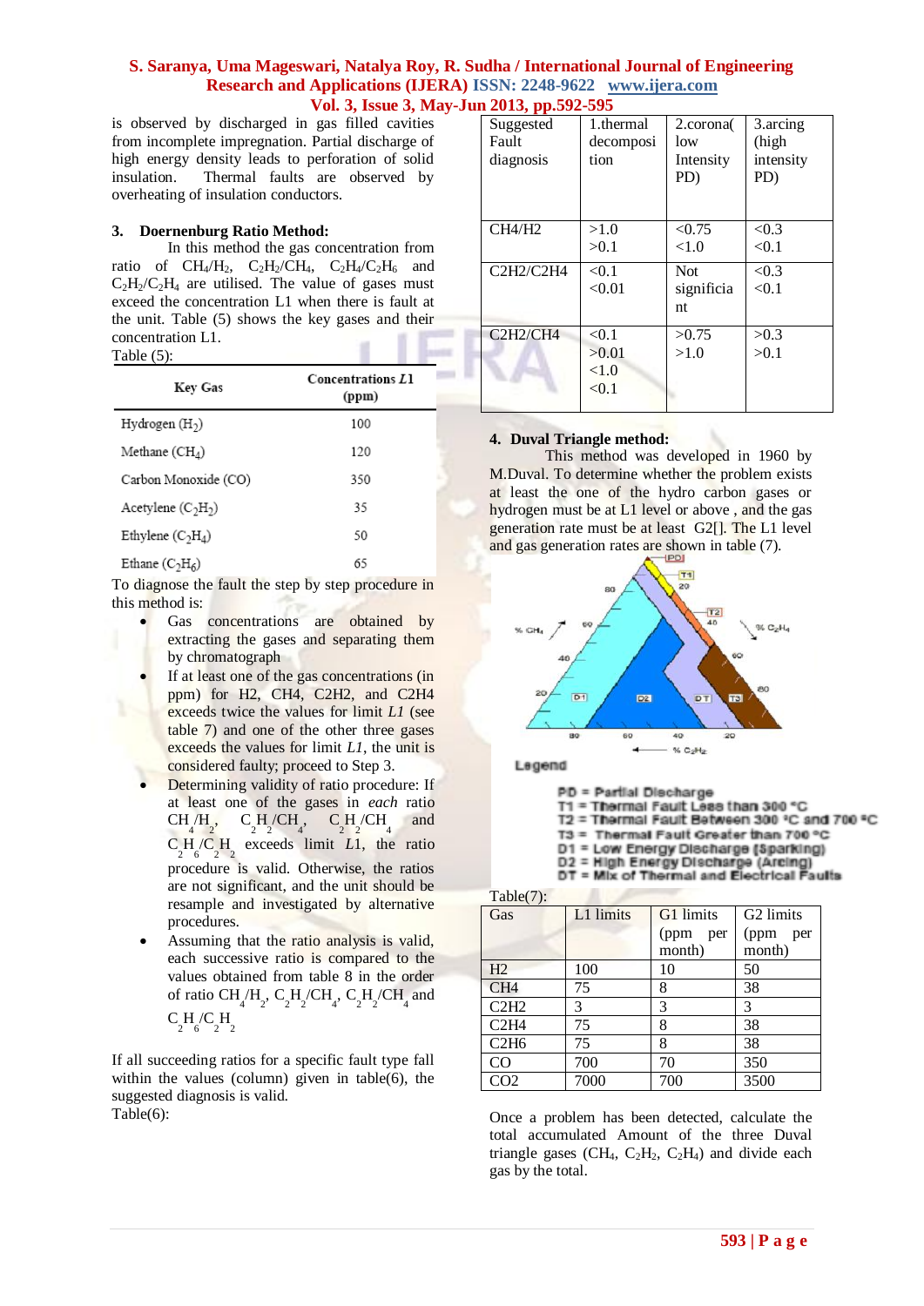is observed by discharged in gas filled cavities from incomplete impregnation. Partial discharge of high energy density leads to perforation of solid insulation. Thermal faults are observed by overheating of insulation conductors.

### 3. Doernenburg Ratio Method:

In this method the gas concentration from ratio of $CH_4/H_2$, $C_2H_2/CH_4$, $C_2H_4/C_2H_6$ and $C_2H_2/C_2H_4$ are utilised. The value of gases must exceed the concentration L1 when there is fault at the unit. Table (5) shows the key gases and their concentration L1.

Table (5):

| Key Gas | Concentrations *L1* (ppm) |
|---|---|
| Hydrogen ($H_2$) | 100 |
| Methane ($CH_4$) | 120 |
| Carbon Monoxide (CO) | 350 |
| Acetylene ($C_2H_2$) | 35 |
| Ethylene ($C_2H_4$) | 50 |
| Ethane ($C_2H_6$) | 65 |

To diagnose the fault the step by step procedure in this method is:

- Gas concentrations are obtained by extracting the gases and separating them by chromatograph
- If at least one of the gas concentrations (in ppm) for H2, CH4, C2H2, and C2H4 exceeds twice the values for limit *L1* (see table 7) and one of the other three gases exceeds the values for limit *L1*, the unit is considered faulty; proceed to Step 3.
- Determining validity of ratio procedure: If at least one of the gases in *each* ratio $CH_4/H_2$, $C_2H_2/CH_4$, $C_2H_2/CH_4$ and $C_2H_6/C_2H_2$ exceeds limit *L1*, the ratio procedure is valid. Otherwise, the ratios are not significant, and the unit should be resample and investigated by alternative procedures.
- Assuming that the ratio analysis is valid, each successive ratio is compared to the values obtained from table 8 in the order of ratio $CH_4/H_2$, $C_2H_2/CH_4$, $C_2H_2/CH_4$ and $C_2H_6/C_2H_2$

If all succeeding ratios for a specific fault type fall within the values (column) given in table(6), the suggested diagnosis is valid.

Table(6):

| Suggested Fault diagnosis | 1.thermal decomposition | 2.corona( low Intensity PD) | 3.arcing (high intensity PD) |
|---|---|---|---|
| CH4/H2 | >1.0<br>>0.1 | <0.75<br><1.0 | <0.3<br><0.1 |
| C2H2/C2H4 | <0.1<br><0.01 | Not significiant | <0.3<br><0.1 |
| C2H2/CH4 | <0.1<br>>0.01<br><1.0<br><0.1 | >0.75<br>>1.0 | >0.3<br>>0.1 |

### 4. Duval Triangle method:

This method was developed in 1960 by M.Duval. To determine whether the problem exists at least the one of hydro carbon gases or hydrogen must be at L1 level or above , and the gas generation rate must be at least G2[]. The L1 level and gas generation rates are shown in table (7).

Legend

PD = Partial Discharge
T1 = Thermal Fault Less than 300 °C
T2 = Thermal Fault Between 300 °C and 700 °C
T3 = Thermal Fault Greater than 700 °C
D1 = Low Energy Discharge (Sparking)
D2 = High Energy Discharge (Arcing)
DT = Mix of Thermal and Electrical Faults

Table(7):

| Gas | L1 limits | G1 limits (ppm per month) | G2 limits (ppm per month) |
|---|---|---|---|
| H2 | 100 | 10 | 50 |
| CH4 | 75 | 8 | 38 |
| C2H2 | 3 | 3 | 3 |
| C2H4 | 75 | 8 | 38 |
| C2H6 | 75 | 8 | 38 |
| CO | 700 | 70 | 350 |
| CO2 | 7000 | 700 | 3500 |

Once a problem has been detected, calculate the total accumulated Amount of the three Duval triangle gases ($CH_4$, $C_2H_2$, $C_2H_4$) and divide each gas by the total.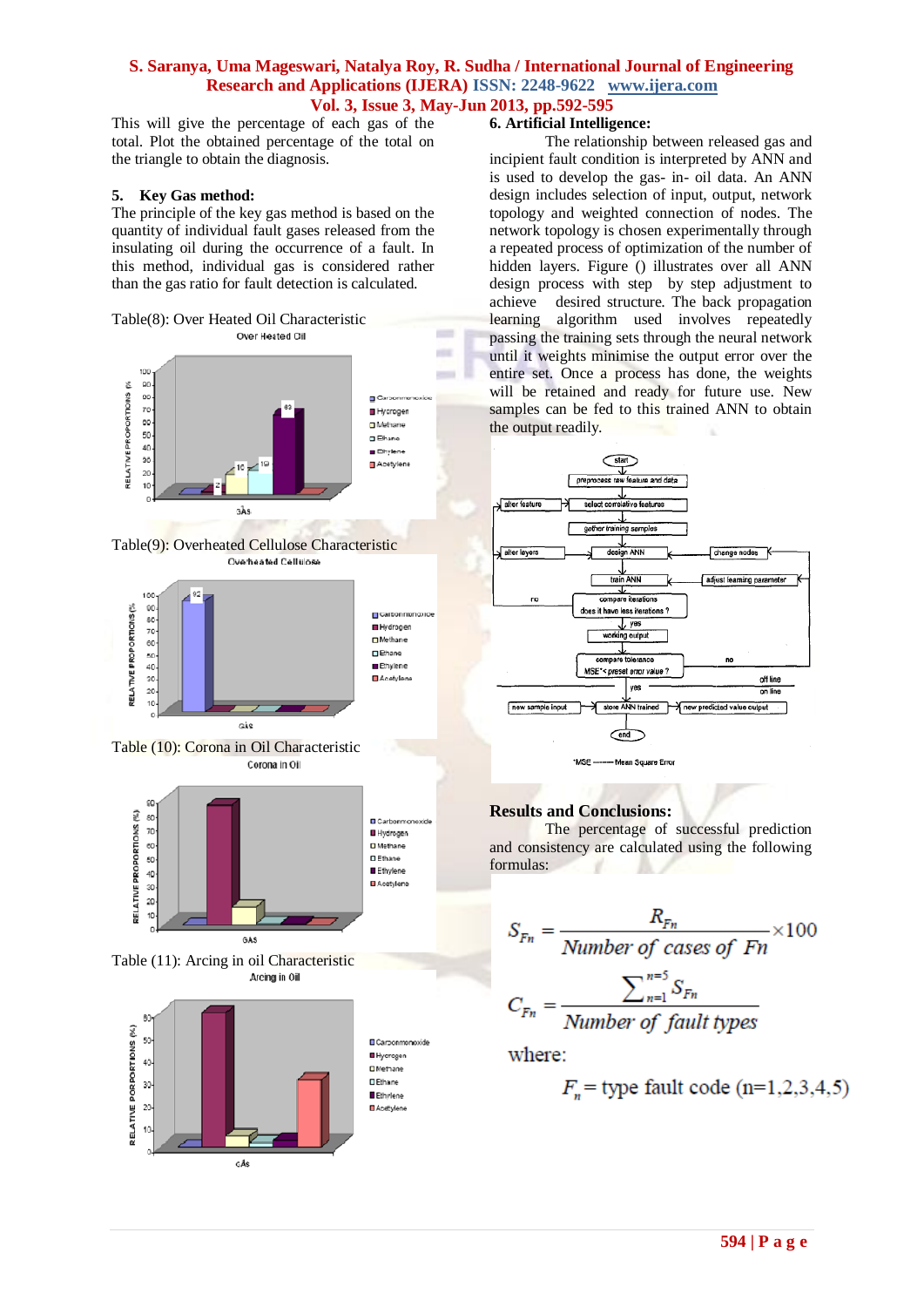This will give the percentage of each gas of the total. Plot the obtained percentage of the total on the triangle to obtain the diagnosis.

## 5. Key Gas method:

The principle of the key gas method is based on the quantity of individual fault gases released from the insulating oil during the occurrence of a fault. In this method, individual gas is considered rather than the gas ratio for fault detection is calculated.

Table(8): Over Heated Oil Characteristic

Table(9): Overheated Cellulose Characteristic

Table (10): Corona in Oil Characteristic

Table (11): Arcing in oil Characteristic

## 6. Artificial Intelligence:

The relationship between released gas and incipient fault condition is interpreted by ANN and is used to develop the gas- in- oil data. An ANN design includes selection of input, output, network topology and weighted connection of nodes. The network topology is chosen experimentally through a repeated process of optimization of the number of hidden layers. Figure () illustrates over all ANN design process with step by step adjustment to achieve desired structure. The back propagation learning algorithm used involves repeatedly passing the training sets through the neural network until it weights minimise the output error over the entire set. Once a process has done, the weights will be retained and ready for future use. New samples can be fed to this trained ANN to obtain the output readily.

## Results and Conclusions:

The percentage of successful prediction and consistency are calculated using the following formulas:

$$S_{Fn} = \frac{R_{Fn}}{Number\ of\ cases\ of\ Fn} \times 100$$

$$C_{Fn} = \frac{\sum_{n=1}^{n=5} S_{Fn}}{Number\ of\ fault\ types}$$

where:

$F_n$ = type fault code (n=1,2,3,4,5)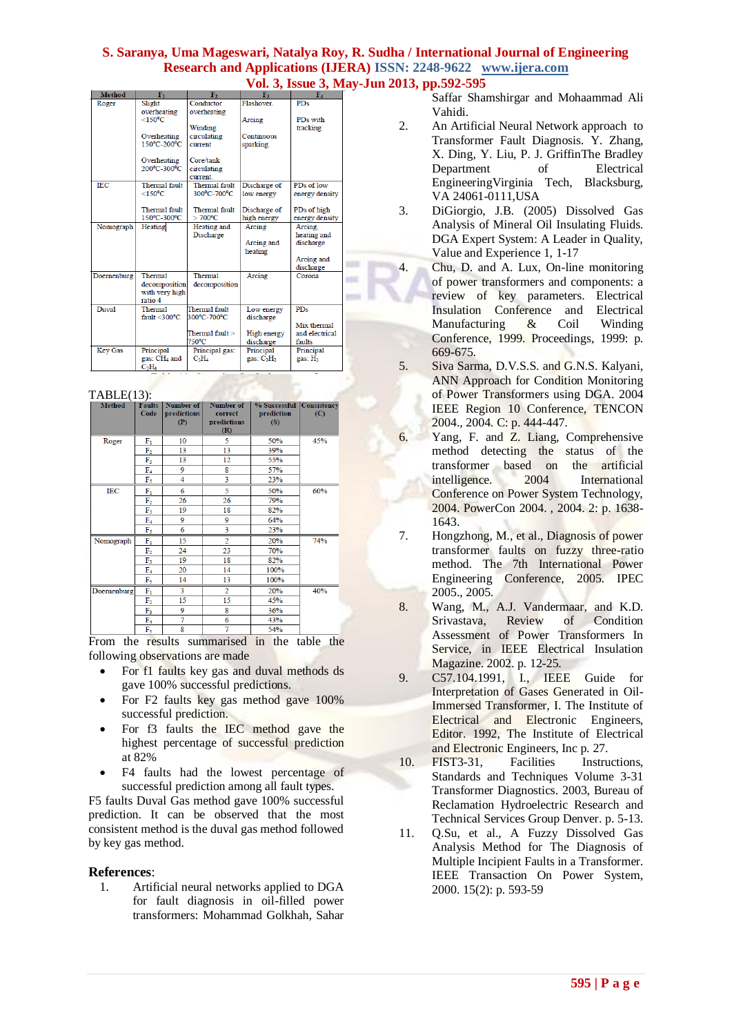| Method | $F_1$ | $F_2$ | $F_3$ | $F_4$ |
|---|---|---|---|---|
| Roger | Slight overheating <150°C<br><br>Overheating 150°C-200°C<br><br>Overheating 200°C-300°C | Conductor overheating<br><br>Winding circulating current<br><br>Core/tank circulating current. | Flashover.<br><br>Arcing<br><br>Continuous sparking. | PDs<br><br>PDs with tracking |
| IEC | Thermal fault <150°C<br><br>Thermal fault 150°C-300°C | Thermal fault 300°C-700°C<br><br>Thermal fault > 700°C | Discharge of low energy<br><br>Discharge of high energy | PDs of low energy density<br><br>PDs of high energy density |
| Nomograph | Heating | Heating and Discharge | Arcing<br><br>Arcing and heating | Arcing, heating and discharge<br><br>Arcing and discharge |
| Doernenburg | Thermal decomposition with very high ratio 4 | Thermal decomposition | Arcing | Corona |
| Duval | Thermal fault <300°C | Thermal fault 300°C-700°C<br><br>Thermal fault > 750°C | Low energy discharge<br><br>High energy discharge | PDs<br><br>Mix thermal and electrical faults |
| Key Gas | Principal gas: $CH_4$ and $C_2H_6$ | Principal gas: $C_2H_4$ | Principal gas: $C_2H_2$ | Principal gas: $H_2$ |

TABLE(13):

| Method | Faults Code | Number of predictions (P) | Number of correct predictions (R) | % Successful prediction (S) | Consistency (C) |
|---|---|---|---|---|---|
| Roger | $F_1$ | 10 | 5 | 50% | 45% |
| | $F_2$ | 13 | 13 | 39% | |
| | $F_3$ | 13 | 12 | 55% | |
| | $F_4$ | 9 | 8 | 57% | |
| | $F_5$ | 4 | 3 | 23% | |
| IEC | $F_1$ | 6 | 5 | 50% | 60% |
| | $F_2$ | 26 | 26 | 79% | |
| | $F_3$ | 19 | 18 | 82% | |
| | $F_4$ | 9 | 9 | 64% | |
| | $F_5$ | 6 | 3 | 23% | |
| Nomograph | $F_1$ | 15 | 2 | 20% | 74% |
| | $F_2$ | 24 | 23 | 70% | |
| | $F_3$ | 19 | 18 | 82% | |
| | $F_4$ | 20 | 14 | 100% | |
| | $F_5$ | 14 | 13 | 100% | |
| Doernenburg | $F_1$ | 3 | 2 | 20% | 40% |
| | $F_2$ | 15 | 15 | 45% | |
| | $F_3$ | 9 | 8 | 36% | |
| | $F_4$ | 7 | 6 | 43% | |
| | $F_5$ | 8 | 7 | 54% | |

From the results summarised in the table the following observations are made

- For f1 faults key gas and duval methods ds gave 100% successful predictions.
- For F2 faults key gas method gave 100% successful prediction.
- For f3 faults the IEC method gave the highest percentage of successful prediction at 82%
- F4 faults had the lowest percentage of successful prediction among all fault types.

F5 faults Duval Gas method gave 100% successful prediction. It can be observed that the most consistent method is the duval gas method followed by key gas method.

## References:

1. Artificial neural networks applied to DGA for fault diagnosis in oil-filled power transformers: Mohammad Golkhah, Sahar Saffar Shamshirgar and Mohaammad Ali Vahidi.
2. An Artificial Neural Network approach to Transformer Fault Diagnosis. Y. Zhang, X. Ding, Y. Liu, P. J. GriffinThe Bradley Department of Electrical EngineeringVirginia Tech, Blacksburg, VA 24061-0111,USA
3. DiGiorgio, J.B. (2005) Dissolved Gas Analysis of Mineral Oil Insulating Fluids. DGA Expert System: A Leader in Quality, Value and Experience 1, 1-17
4. Chu, D. and A. Lux, On-line monitoring of power transformers and components: a review of key parameters. Electrical Insulation Conference and Electrical Manufacturing & Coil Winding Conference, 1999. Proceedings, 1999: p. 669-675.
5. Siva Sarma, D.V.S.S. and G.N.S. Kalyani, ANN Approach for Condition Monitoring of Power Transformers using DGA. 2004 IEEE Region 10 Conference, TENCON 2004., 2004. C: p. 444-447.
6. Yang, F. and Z. Liang, Comprehensive method detecting the status of the transformer based on the artificial intelligence. 2004 International Conference on Power System Technology, 2004. PowerCon 2004. , 2004. 2: p. 1638-1643.
7. Hongzhong, M., et al., Diagnosis of power transformer faults on fuzzy three-ratio method. The 7th International Power Engineering Conference, 2005. IPEC 2005., 2005.
8. Wang, M., A.J. Vandermaar, and K.D. Srivastava, Review of Condition Assessment of Power Transformers In Service, in IEEE Electrical Insulation Magazine. 2002. p. 12-25.
9. C57.104.1991, I., IEEE Guide for Interpretation of Gases Generated in Oil-Immersed Transformer, I. The Institute of Electrical and Electronic Engineers, Editor. 1992, The Institute of Electrical and Electronic Engineers, Inc p. 27.
10. FIST3-31, Facilities Instructions, Standards and Techniques Volume 3-31 Transformer Diagnostics. 2003, Bureau of Reclamation Hydroelectric Research and Technical Services Group Denver. p. 5-13.
11. Q.Su, et al., A Fuzzy Dissolved Gas Analysis Method for The Diagnosis of Multiple Incipient Faults in a Transformer. IEEE Transaction On Power System, 2000. 15(2): p. 593-59